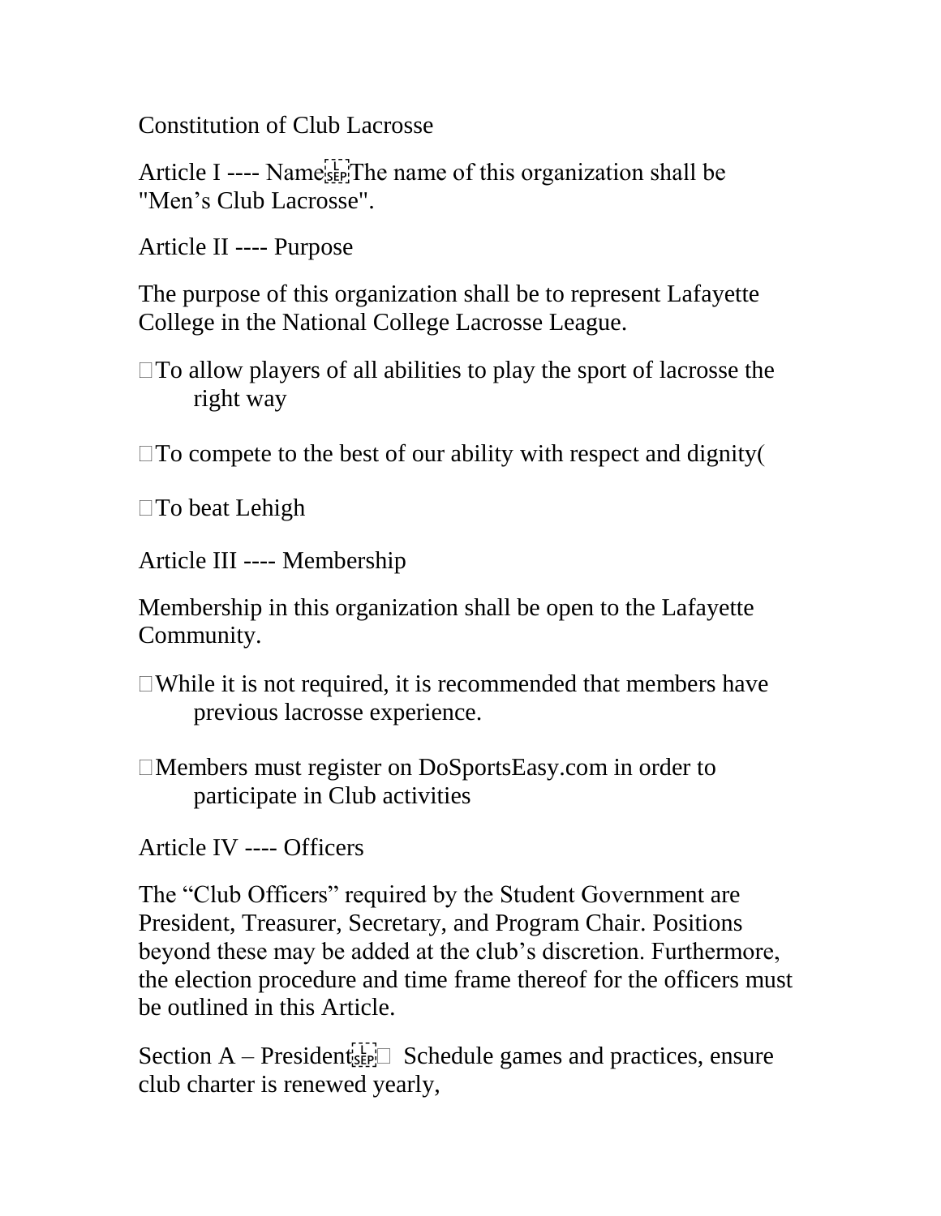Constitution of Club Lacrosse

Article I ---- Name The name of this organization shall be "Men's Club Lacrosse".

Article II ---- Purpose

The purpose of this organization shall be to represent Lafayette College in the National College Lacrosse League.

- To allow players of all abilities to play the sport of lacrosse the right way
- To compete to the best of our ability with respect and dignity(
- To beat Lehigh

Article III ---- Membership

Membership in this organization shall be open to the Lafayette Community.

- While it is not required, it is recommended that members have previous lacrosse experience.
- Members must register on DoSportsEasy.com in order to participate in Club activities

Article IV ---- Officers

The "Club Officers" required by the Student Government are President, Treasurer, Secretary, and Program Chair. Positions beyond these may be added at the club's discretion. Furthermore, the election procedure and time frame thereof for the officers must be outlined in this Article.

Section A – President Schedule games and practices, ensure club charter is renewed yearly,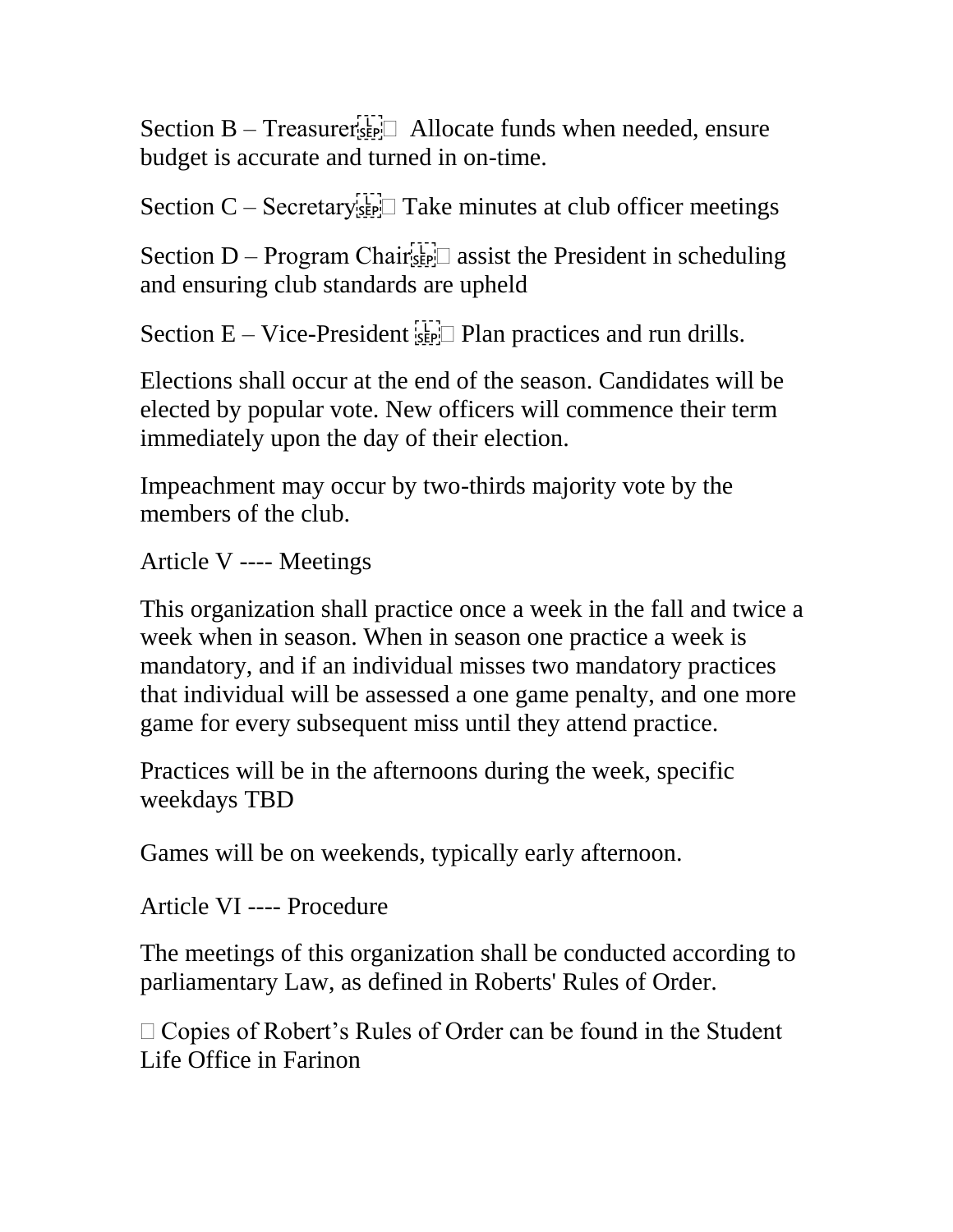Section B – Treasurer Allocate funds when needed, ensure budget is accurate and turned in on-time.

Section C – Secretary Take minutes at club officer meetings

Section D – Program Chair assist the President in scheduling and ensuring club standards are upheld

Section E – Vice-President Plan practices and run drills.

Elections shall occur at the end of the season. Candidates will be elected by popular vote. New officers will commence their term immediately upon the day of their election.

Impeachment may occur by two-thirds majority vote by the members of the club.

Article V ---- Meetings

This organization shall practice once a week in the fall and twice a week when in season. When in season one practice a week is mandatory, and if an individual misses two mandatory practices that individual will be assessed a one game penalty, and one more game for every subsequent miss until they attend practice.

Practices will be in the afternoons during the week, specific weekdays TBD

Games will be on weekends, typically early afternoon.

Article VI ---- Procedure

The meetings of this organization shall be conducted according to parliamentary Law, as defined in Roberts' Rules of Order.

Copies of Robert's Rules of Order can be found in the Student Life Office in Farinon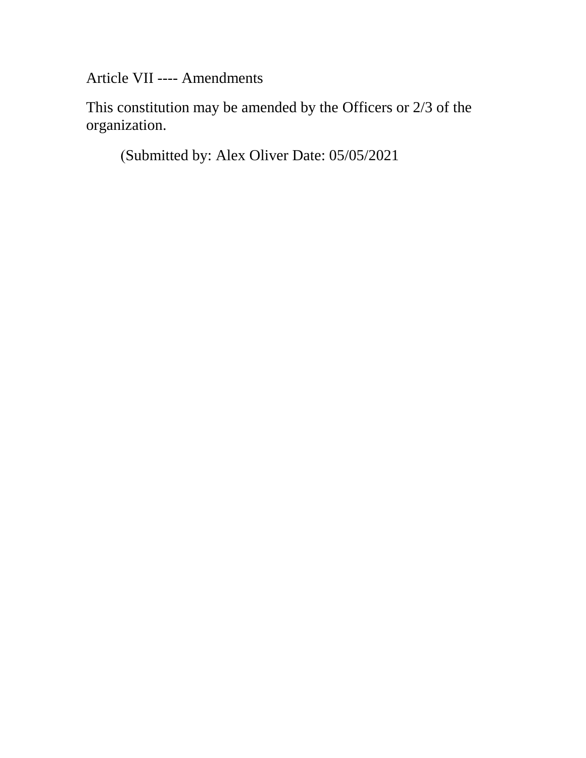Article VII ---- Amendments

This constitution may be amended by the Officers or 2/3 of the organization.

(Submitted by: Alex Oliver Date: 05/05/2021